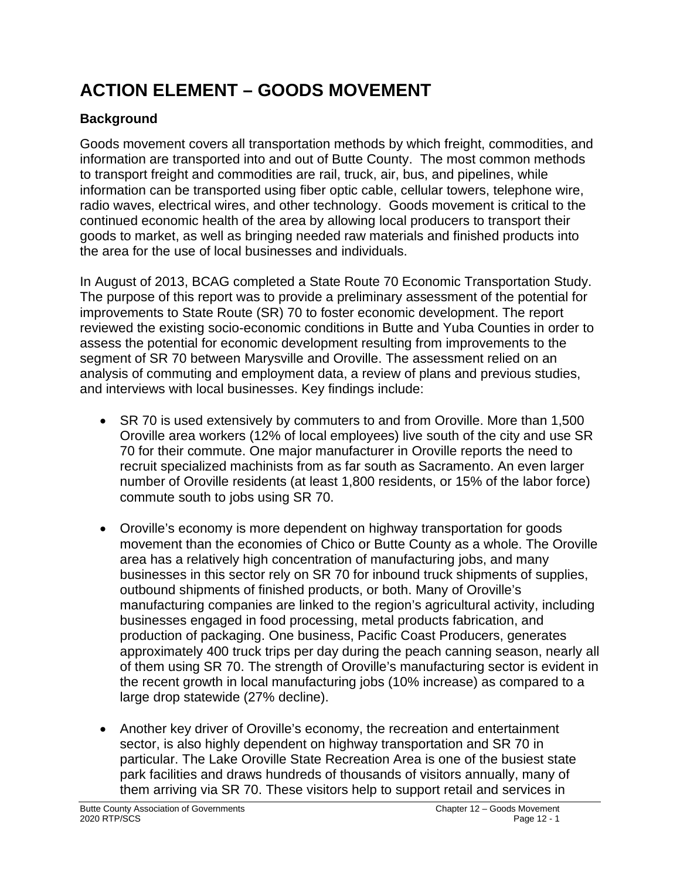# ACTION ELEMENT – GOODS MOVEMENT

### Background

Goods movement covers all transportation methods by which freight, commodities, and information are transported into and out of Butte County. The most common methods to transport freight and commodities are rail, truck, air, bus, and pipelines, while information can be transported using fiber optic cable, cellular towers, telephone wire, radio waves, electrical wires, and other technology. Goods movement is critical to the continued economic health of the area by allowing local producers to transport their goods to market, as well as bringing needed raw materials and finished products into the area for the use of local businesses and individuals.

In August of 2013, BCAG completed a State Route 70 Economic Transportation Study. The purpose of this report was to provide a preliminary assessment of the potential for improvements to State Route (SR) 70 to foster economic development. The report reviewed the existing socio-economic conditions in Butte and Yuba Counties in order to assess the potential for economic development resulting from improvements to the segment of SR 70 between Marysville and Oroville. The assessment relied on an analysis of commuting and employment data, a review of plans and previous studies, and interviews with local businesses. Key findings include:

- SR 70 is used extensively by commuters to and from Oroville. More than 1,500 Oroville area workers (12% of local employees) live south of the city and use SR 70 for their commute. One major manufacturer in Oroville reports the need to recruit specialized machinists from as far south as Sacramento. An even larger number of Oroville residents (at least 1,800 residents, or 15% of the labor force) commute south to jobs using SR 70.

- Oroville's economy is more dependent on highway transportation for goods movement than the economies of Chico or Butte County as a whole. The Oroville area has a relatively high concentration of manufacturing jobs, and many businesses in this sector rely on SR 70 for inbound truck shipments of supplies, outbound shipments of finished products, or both. Many of Oroville's manufacturing companies are linked to the region's agricultural activity, including businesses engaged in food processing, metal products fabrication, and production of packaging. One business, Pacific Coast Producers, generates approximately 400 truck trips per day during the peach canning season, nearly all of them using SR 70. The strength of Oroville's manufacturing sector is evident in the recent growth in local manufacturing jobs (10% increase) as compared to a large drop statewide (27% decline).

- Another key driver of Oroville's economy, the recreation and entertainment sector, is also highly dependent on highway transportation and SR 70 in particular. The Lake Oroville State Recreation Area is one of the busiest state park facilities and draws hundreds of thousands of visitors annually, many of them arriving via SR 70. These visitors help to support retail and services in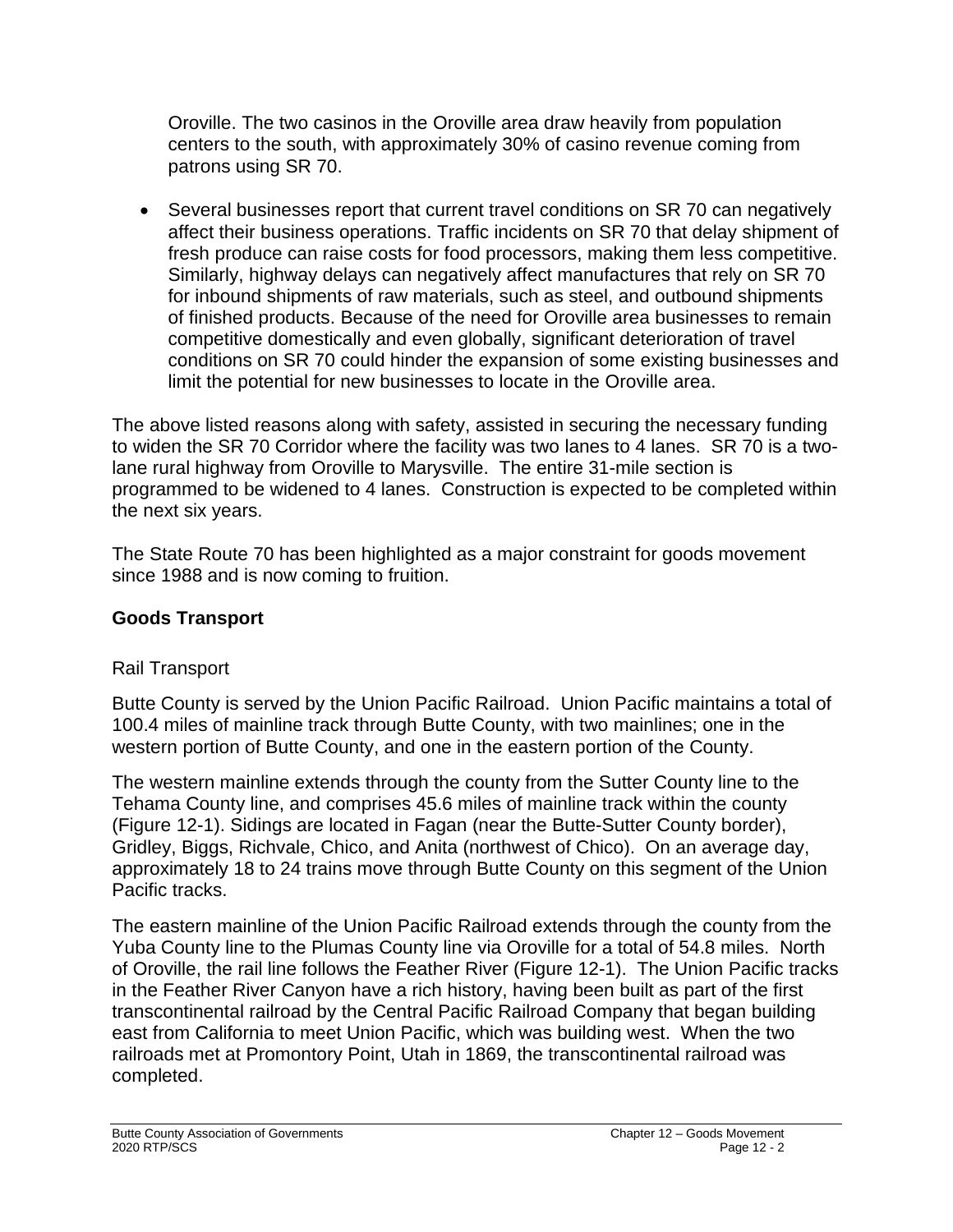Oroville. The two casinos in the Oroville area draw heavily from population centers to the south, with approximately 30% of casino revenue coming from patrons using SR 70.

- Several businesses report that current travel conditions on SR 70 can negatively affect their business operations. Traffic incidents on SR 70 that delay shipment of fresh produce can raise costs for food processors, making them less competitive. Similarly, highway delays can negatively affect manufactures that rely on SR 70 for inbound shipments of raw materials, such as steel, and outbound shipments of finished products. Because of the need for Oroville area businesses to remain competitive domestically and even globally, significant deterioration of travel conditions on SR 70 could hinder the expansion of some existing businesses and limit the potential for new businesses to locate in the Oroville area.

The above listed reasons along with safety, assisted in securing the necessary funding to widen the SR 70 Corridor where the facility was two lanes to 4 lanes. SR 70 is a two-lane rural highway from Oroville to Marysville. The entire 31-mile section is programmed to be widened to 4 lanes. Construction is expected to be completed within the next six years.

The State Route 70 has been highlighted as a major constraint for goods movement since 1988 and is now coming to fruition.

## Goods Transport

### Rail Transport

Butte County is served by the Union Pacific Railroad. Union Pacific maintains a total of 100.4 miles of mainline track through Butte County, with two mainlines; one in the western portion of Butte County, and one in the eastern portion of the County.

The western mainline extends through the county from the Sutter County line to the Tehama County line, and comprises 45.6 miles of mainline track within the county (Figure 12-1). Sidings are located in Fagan (near the Butte-Sutter County border), Gridley, Biggs, Richvale, Chico, and Anita (northwest of Chico). On an average day, approximately 18 to 24 trains move through Butte County on this segment of the Union Pacific tracks.

The eastern mainline of the Union Pacific Railroad extends through the county from the Yuba County line to the Plumas County line via Oroville for a total of 54.8 miles. North of Oroville, the rail line follows the Feather River (Figure 12-1). The Union Pacific tracks in the Feather River Canyon have a rich history, having been built as part of the first transcontinental railroad by the Central Pacific Railroad Company that began building east from California to meet Union Pacific, which was building west. When the two railroads met at Promontory Point, Utah in 1869, the transcontinental railroad was completed.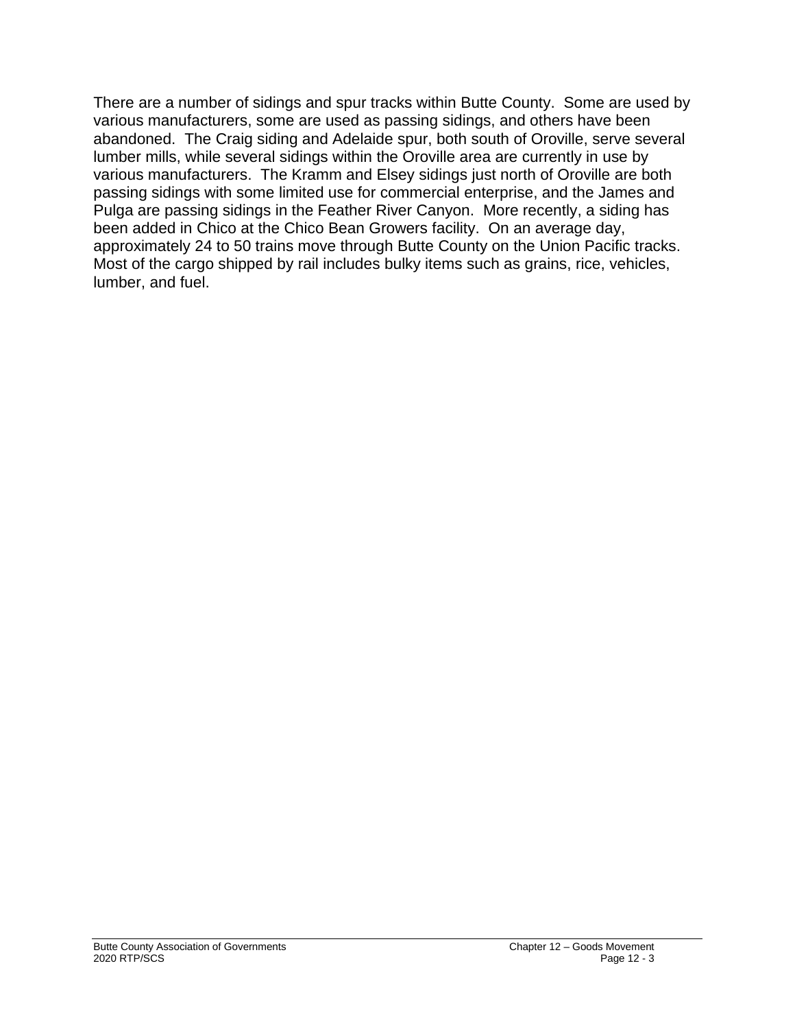There are a number of sidings and spur tracks within Butte County. Some are used by various manufacturers, some are used as passing sidings, and others have been abandoned. The Craig siding and Adelaide spur, both south of Oroville, serve several lumber mills, while several sidings within the Oroville area are currently in use by various manufacturers. The Kramm and Elsey sidings just north of Oroville are both passing sidings with some limited use for commercial enterprise, and the James and Pulga are passing sidings in the Feather River Canyon. More recently, a siding has been added in Chico at the Chico Bean Growers facility. On an average day, approximately 24 to 50 trains move through Butte County on the Union Pacific tracks. Most of the cargo shipped by rail includes bulky items such as grains, rice, vehicles, lumber, and fuel.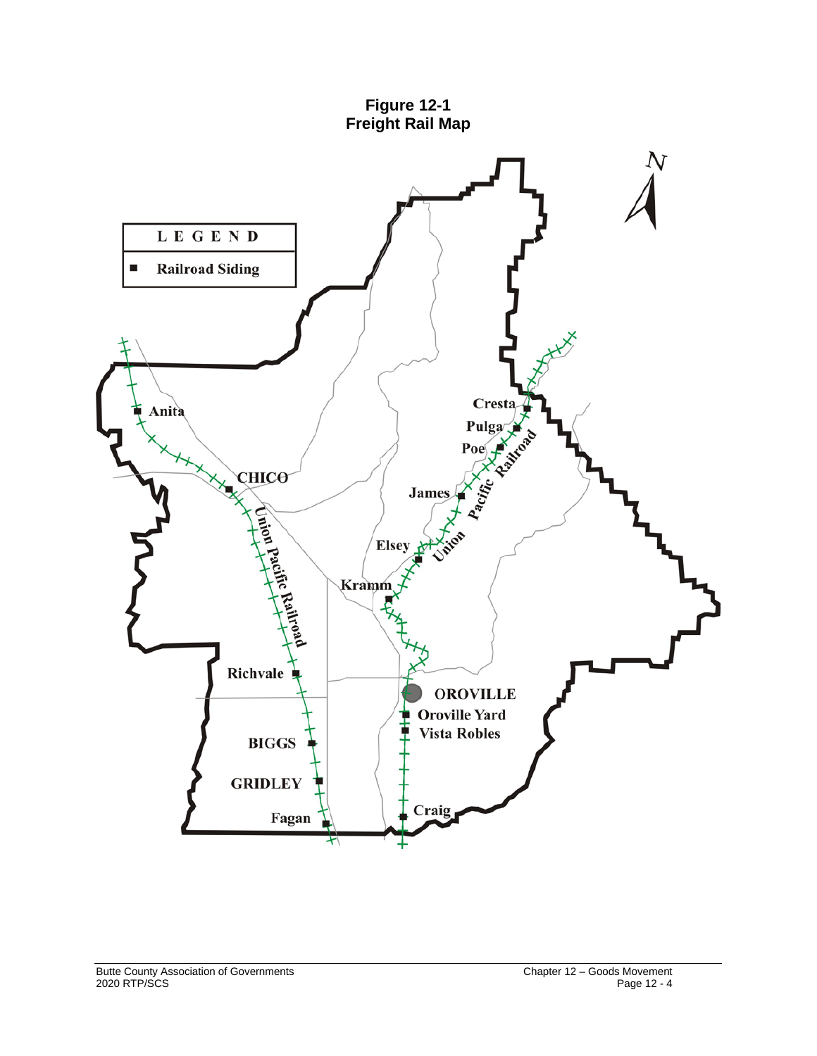**Figure 12-1**
**Freight Rail Map**

| LEGEND |
| --- |
| ■ Railroad Siding |

N

Anita

CHICO

Union Pacific Railroad

Richvale

BIGGS

GRIDLEY

Fagan

Cresta

Pulga

Poe

James

Union Pacific Railroad

Elsey

Kramm

OROVILLE

Oroville Yard

Vista Robles

Craig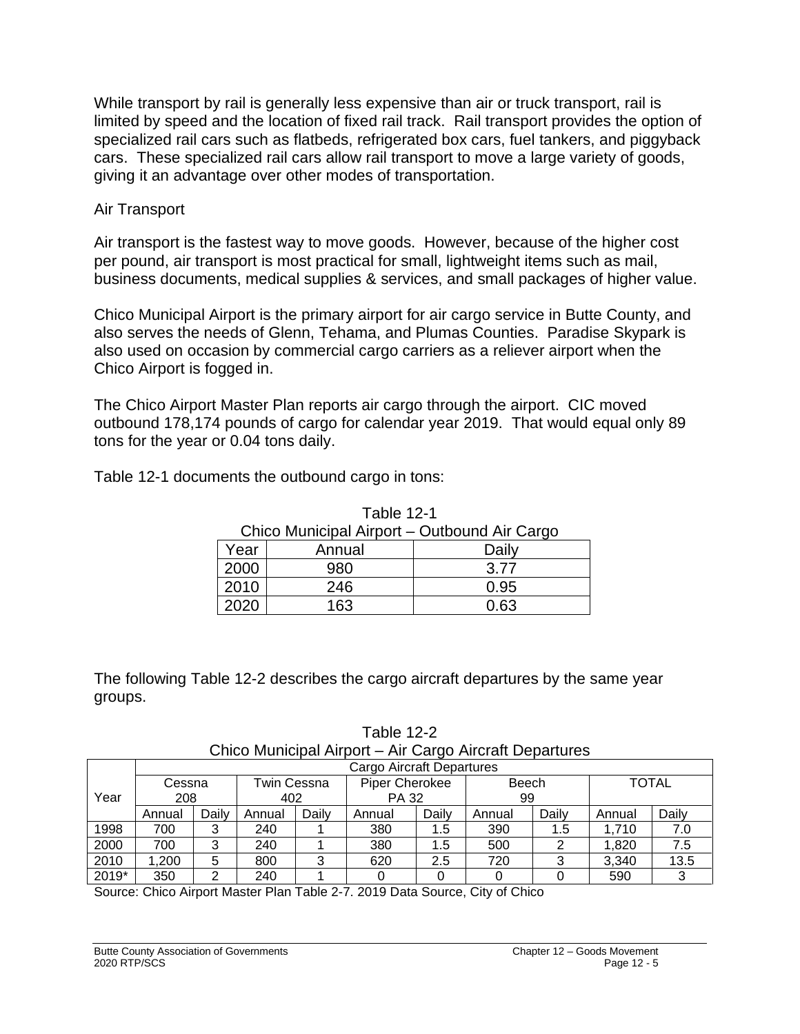While transport by rail is generally less expensive than air or truck transport, rail is limited by speed and the location of fixed rail track. Rail transport provides the option of specialized rail cars such as flatbeds, refrigerated box cars, fuel tankers, and piggyback cars. These specialized rail cars allow rail transport to move a large variety of goods, giving it an advantage over other modes of transportation.

### Air Transport

Air transport is the fastest way to move goods. However, because of the higher cost per pound, air transport is most practical for small, lightweight items such as mail, business documents, medical supplies & services, and small packages of higher value.

Chico Municipal Airport is the primary airport for air cargo service in Butte County, and also serves the needs of Glenn, Tehama, and Plumas Counties. Paradise Skypark is also used on occasion by commercial cargo carriers as a reliever airport when the Chico Airport is fogged in.

The Chico Airport Master Plan reports air cargo through the airport. CIC moved outbound 178,174 pounds of cargo for calendar year 2019. That would equal only 89 tons for the year or 0.04 tons daily.

Table 12-1 documents the outbound cargo in tons:

Table 12-1
Chico Municipal Airport – Outbound Air Cargo

| Year | Annual | Daily |
|---|---|---|
| 2000 | 980 | 3.77 |
| 2010 | 246 | 0.95 |
| 2020 | 163 | 0.63 |

The following Table 12-2 describes the cargo aircraft departures by the same year groups.

Table 12-2
Chico Municipal Airport – Air Cargo Aircraft Departures

| Year | Cargo Aircraft Departures | | | | | | | | | |
|---|---|---|---|---|---|---|---|---|---|---|
| | Cessna 208 | | Twin Cessna 402 | | Piper Cherokee PA 32 | | Beech 99 | | TOTAL | |
| | Annual | Daily | Annual | Daily | Annual | Daily | Annual | Daily | Annual | Daily |
| 1998 | 700 | 3 | 240 | 1 | 380 | 1.5 | 390 | 1.5 | 1,710 | 7.0 |
| 2000 | 700 | 3 | 240 | 1 | 380 | 1.5 | 500 | 2 | 1,820 | 7.5 |
| 2010 | 1,200 | 5 | 800 | 3 | 620 | 2.5 | 720 | 3 | 3,340 | 13.5 |
| 2019* | 350 | 2 | 240 | 1 | 0 | 0 | 0 | 0 | 590 | 3 |

Source: Chico Airport Master Plan Table 2-7. 2019 Data Source, City of Chico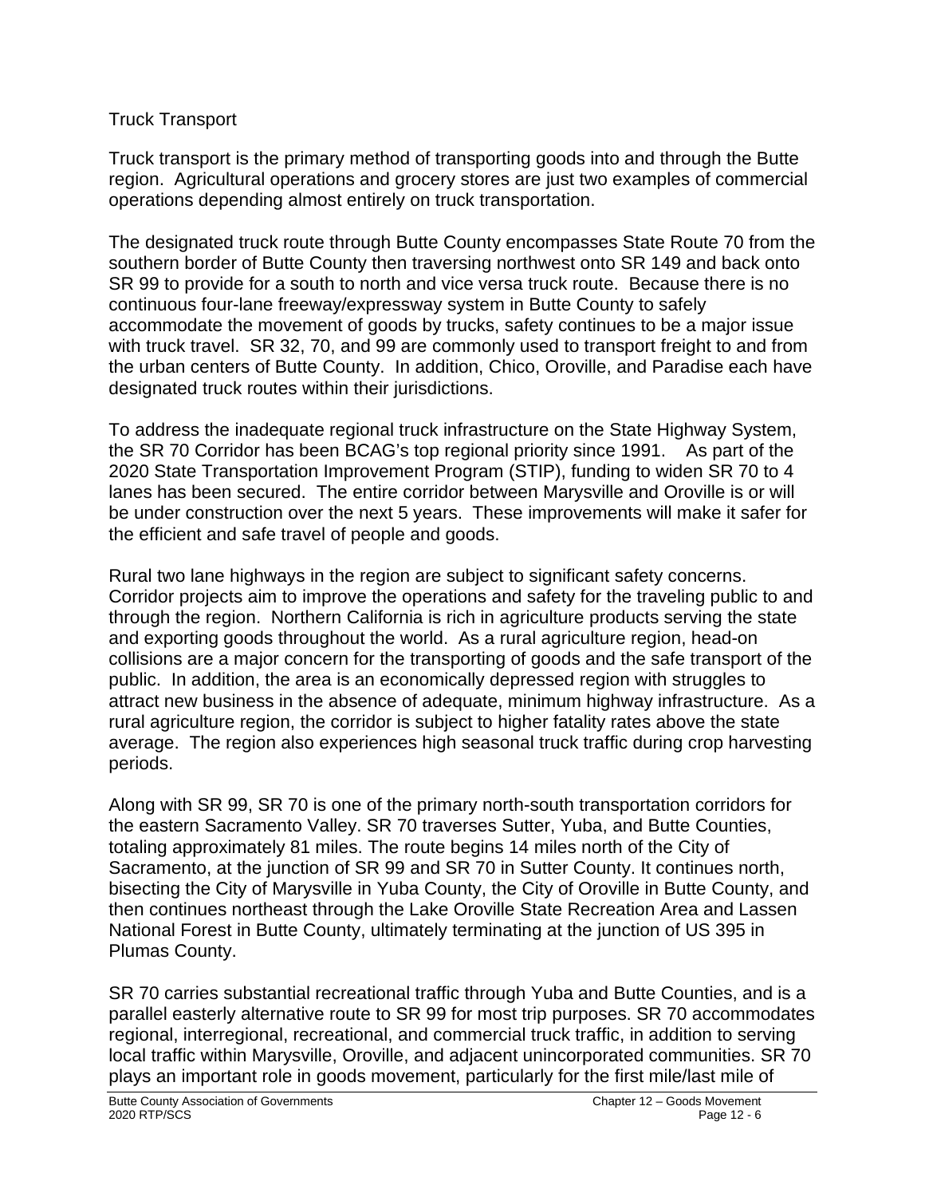## Truck Transport

Truck transport is the primary method of transporting goods into and through the Butte region. Agricultural operations and grocery stores are just two examples of commercial operations depending almost entirely on truck transportation.

The designated truck route through Butte County encompasses State Route 70 from the southern border of Butte County then traversing northwest onto SR 149 and back onto SR 99 to provide for a south to north and vice versa truck route. Because there is no continuous four-lane freeway/expressway system in Butte County to safely accommodate the movement of goods by trucks, safety continues to be a major issue with truck travel. SR 32, 70, and 99 are commonly used to transport freight to and from the urban centers of Butte County. In addition, Chico, Oroville, and Paradise each have designated truck routes within their jurisdictions.

To address the inadequate regional truck infrastructure on the State Highway System, the SR 70 Corridor has been BCAG's top regional priority since 1991. As part of the 2020 State Transportation Improvement Program (STIP), funding to widen SR 70 to 4 lanes has been secured. The entire corridor between Marysville and Oroville is or will be under construction over the next 5 years. These improvements will make it safer for the efficient and safe travel of people and goods.

Rural two lane highways in the region are subject to significant safety concerns. Corridor projects aim to improve the operations and safety for the traveling public to and through the region. Northern California is rich in agriculture products serving the state and exporting goods throughout the world. As a rural agriculture region, head-on collisions are a major concern for the transporting of goods and the safe transport of the public. In addition, the area is an economically depressed region with struggles to attract new business in the absence of adequate, minimum highway infrastructure. As a rural agriculture region, the corridor is subject to higher fatality rates above the state average. The region also experiences high seasonal truck traffic during crop harvesting periods.

Along with SR 99, SR 70 is one of the primary north-south transportation corridors for the eastern Sacramento Valley. SR 70 traverses Sutter, Yuba, and Butte Counties, totaling approximately 81 miles. The route begins 14 miles north of the City of Sacramento, at the junction of SR 99 and SR 70 in Sutter County. It continues north, bisecting the City of Marysville in Yuba County, the City of Oroville in Butte County, and then continues northeast through the Lake Oroville State Recreation Area and Lassen National Forest in Butte County, ultimately terminating at the junction of US 395 in Plumas County.

SR 70 carries substantial recreational traffic through Yuba and Butte Counties, and is a parallel easterly alternative route to SR 99 for most trip purposes. SR 70 accommodates regional, interregional, recreational, and commercial truck traffic, in addition to serving local traffic within Marysville, Oroville, and adjacent unincorporated communities. SR 70 plays an important role in goods movement, particularly for the first mile/last mile of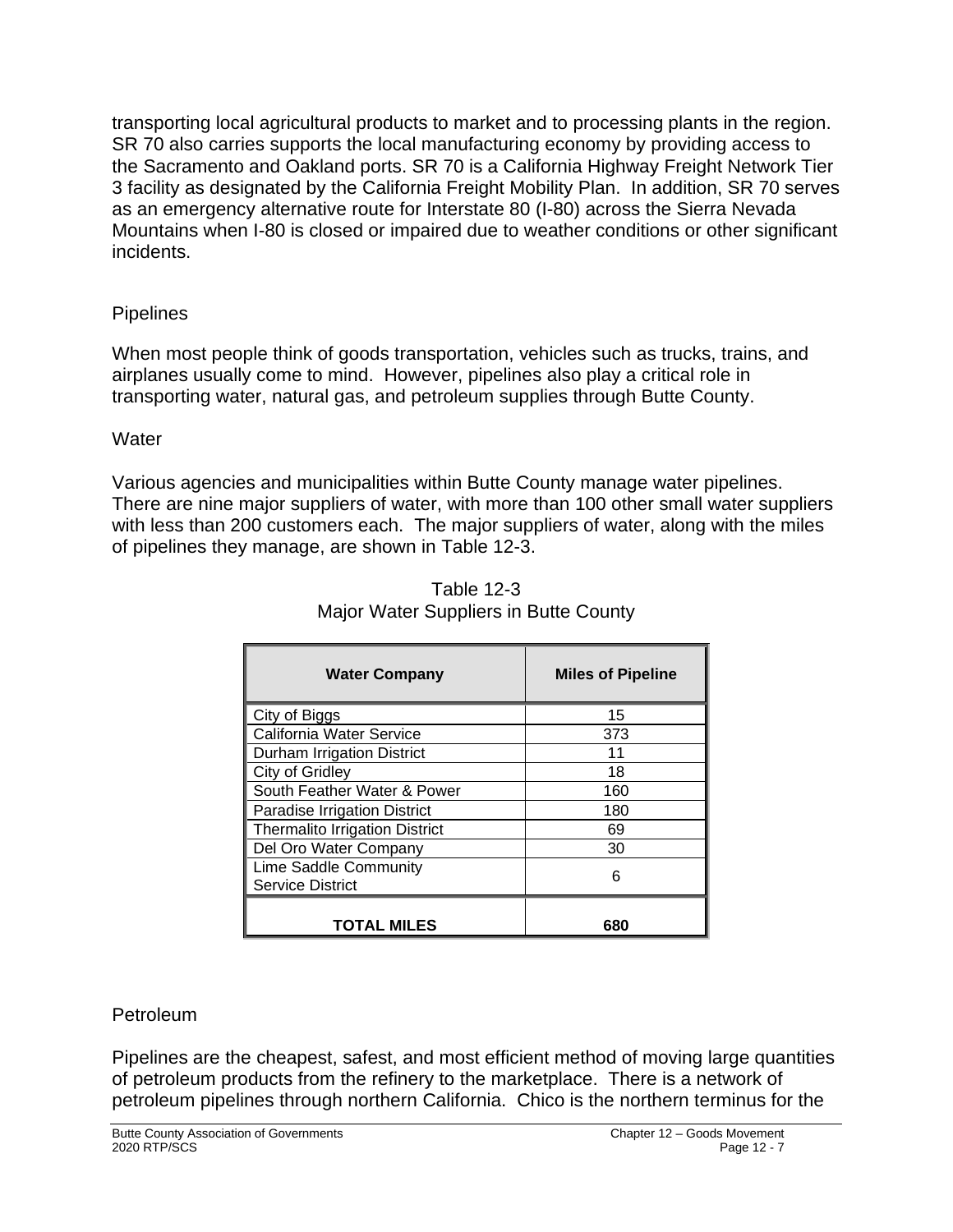transporting local agricultural products to market and to processing plants in the region. SR 70 also carries supports the local manufacturing economy by providing access to the Sacramento and Oakland ports. SR 70 is a California Highway Freight Network Tier 3 facility as designated by the California Freight Mobility Plan. In addition, SR 70 serves as an emergency alternative route for Interstate 80 (I-80) across the Sierra Nevada Mountains when I-80 is closed or impaired due to weather conditions or other significant incidents.

### Pipelines

When most people think of goods transportation, vehicles such as trucks, trains, and airplanes usually come to mind. However, pipelines also play a critical role in transporting water, natural gas, and petroleum supplies through Butte County.

#### Water

Various agencies and municipalities within Butte County manage water pipelines. There are nine major suppliers of water, with more than 100 other small water suppliers with less than 200 customers each. The major suppliers of water, along with the miles of pipelines they manage, are shown in Table 12-3.

Table 12-3
Major Water Suppliers in Butte County

| Water Company | Miles of Pipeline |
|---|---|
| City of Biggs | 15 |
| California Water Service | 373 |
| Durham Irrigation District | 11 |
| City of Gridley | 18 |
| South Feather Water & Power | 160 |
| Paradise Irrigation District | 180 |
| Thermalito Irrigation District | 69 |
| Del Oro Water Company | 30 |
| Lime Saddle Community Service District | 6 |
| **TOTAL MILES** | **680** |

#### Petroleum

Pipelines are the cheapest, safest, and most efficient method of moving large quantities of petroleum products from the refinery to the marketplace. There is a network of petroleum pipelines through northern California. Chico is the northern terminus for the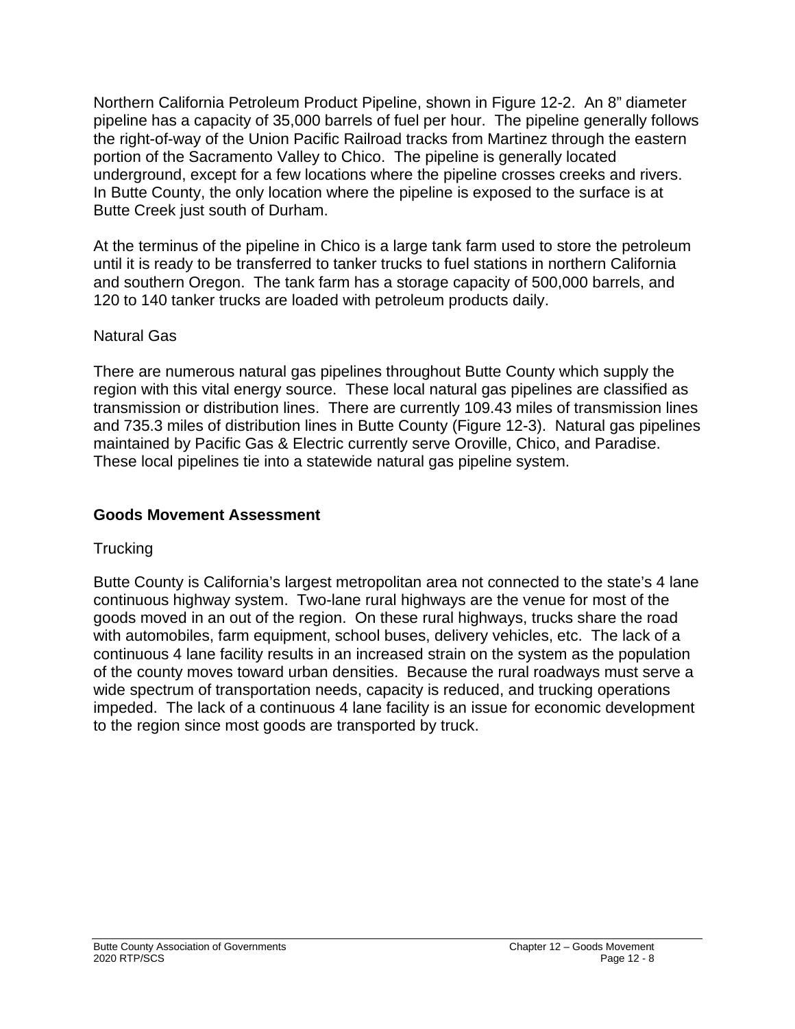Northern California Petroleum Product Pipeline, shown in Figure 12-2. An 8" diameter pipeline has a capacity of 35,000 barrels of fuel per hour. The pipeline generally follows the right-of-way of the Union Pacific Railroad tracks from Martinez through the eastern portion of the Sacramento Valley to Chico. The pipeline is generally located underground, except for a few locations where the pipeline crosses creeks and rivers. In Butte County, the only location where the pipeline is exposed to the surface is at Butte Creek just south of Durham.

At the terminus of the pipeline in Chico is a large tank farm used to store the petroleum until it is ready to be transferred to tanker trucks to fuel stations in northern California and southern Oregon. The tank farm has a storage capacity of 500,000 barrels, and 120 to 140 tanker trucks are loaded with petroleum products daily.

Natural Gas

There are numerous natural gas pipelines throughout Butte County which supply the region with this vital energy source. These local natural gas pipelines are classified as transmission or distribution lines. There are currently 109.43 miles of transmission lines and 735.3 miles of distribution lines in Butte County (Figure 12-3). Natural gas pipelines maintained by Pacific Gas & Electric currently serve Oroville, Chico, and Paradise. These local pipelines tie into a statewide natural gas pipeline system.

## Goods Movement Assessment

Trucking

Butte County is California's largest metropolitan area not connected to the state's 4 lane continuous highway system. Two-lane rural highways are the venue for most of the goods moved in an out of the region. On these rural highways, trucks share the road with automobiles, farm equipment, school buses, delivery vehicles, etc. The lack of a continuous 4 lane facility results in an increased strain on the system as the population of the county moves toward urban densities. Because the rural roadways must serve a wide spectrum of transportation needs, capacity is reduced, and trucking operations impeded. The lack of a continuous 4 lane facility is an issue for economic development to the region since most goods are transported by truck.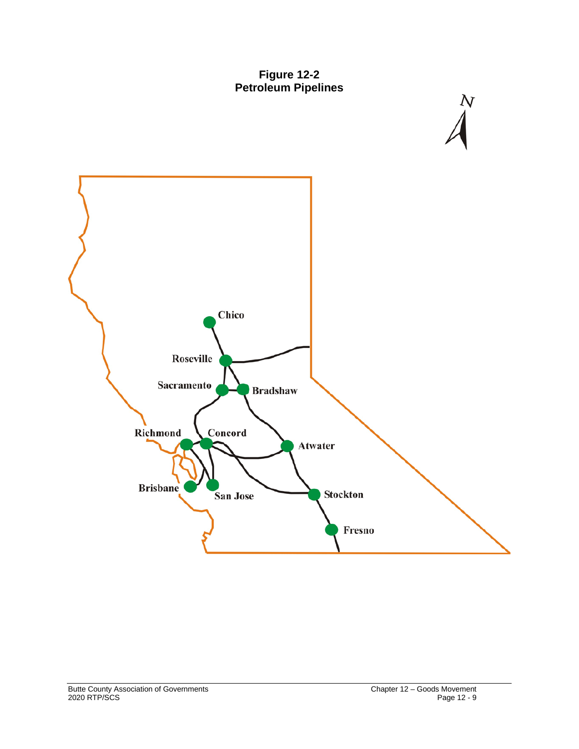**Figure 12-2**
**Petroleum Pipelines**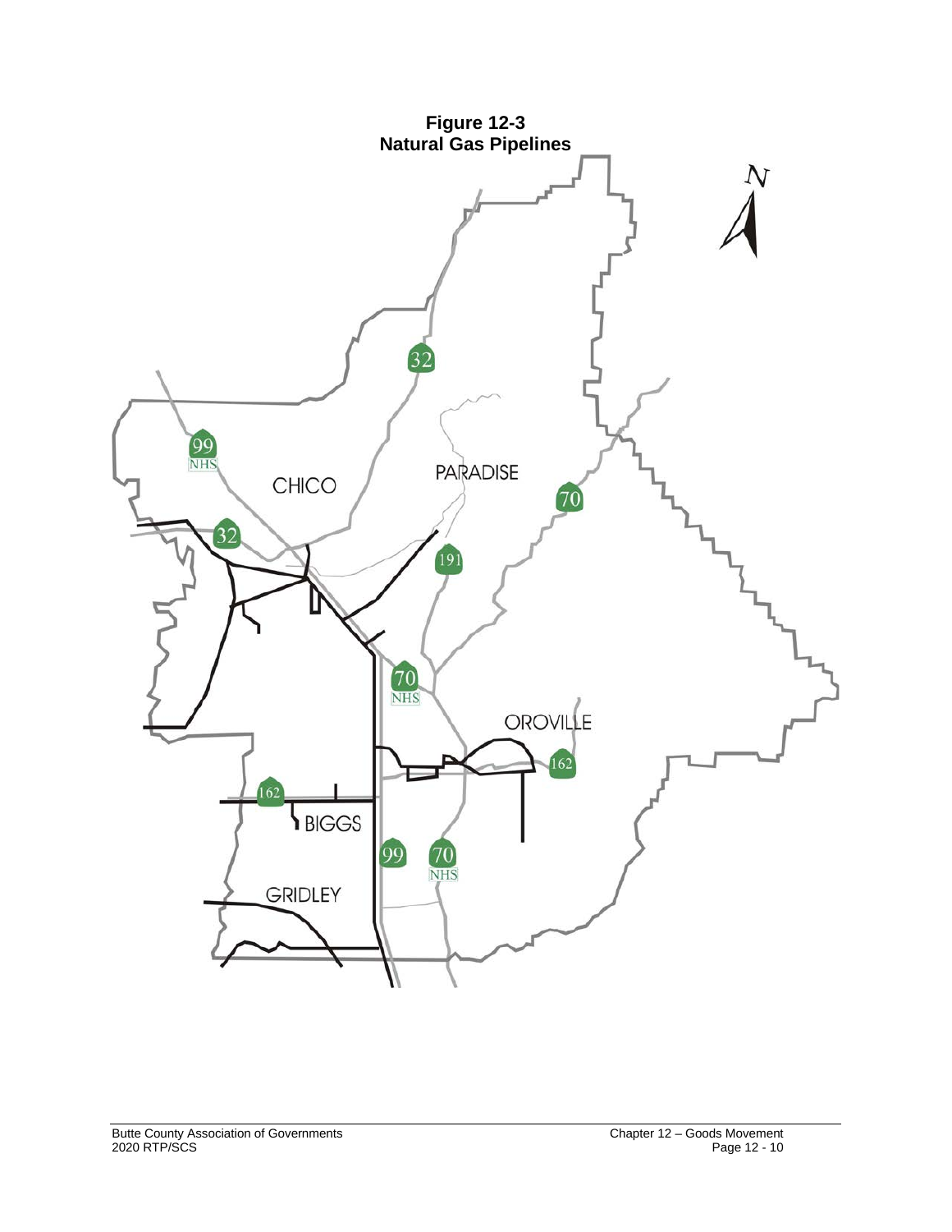**Figure 12-3**
**Natural Gas Pipelines**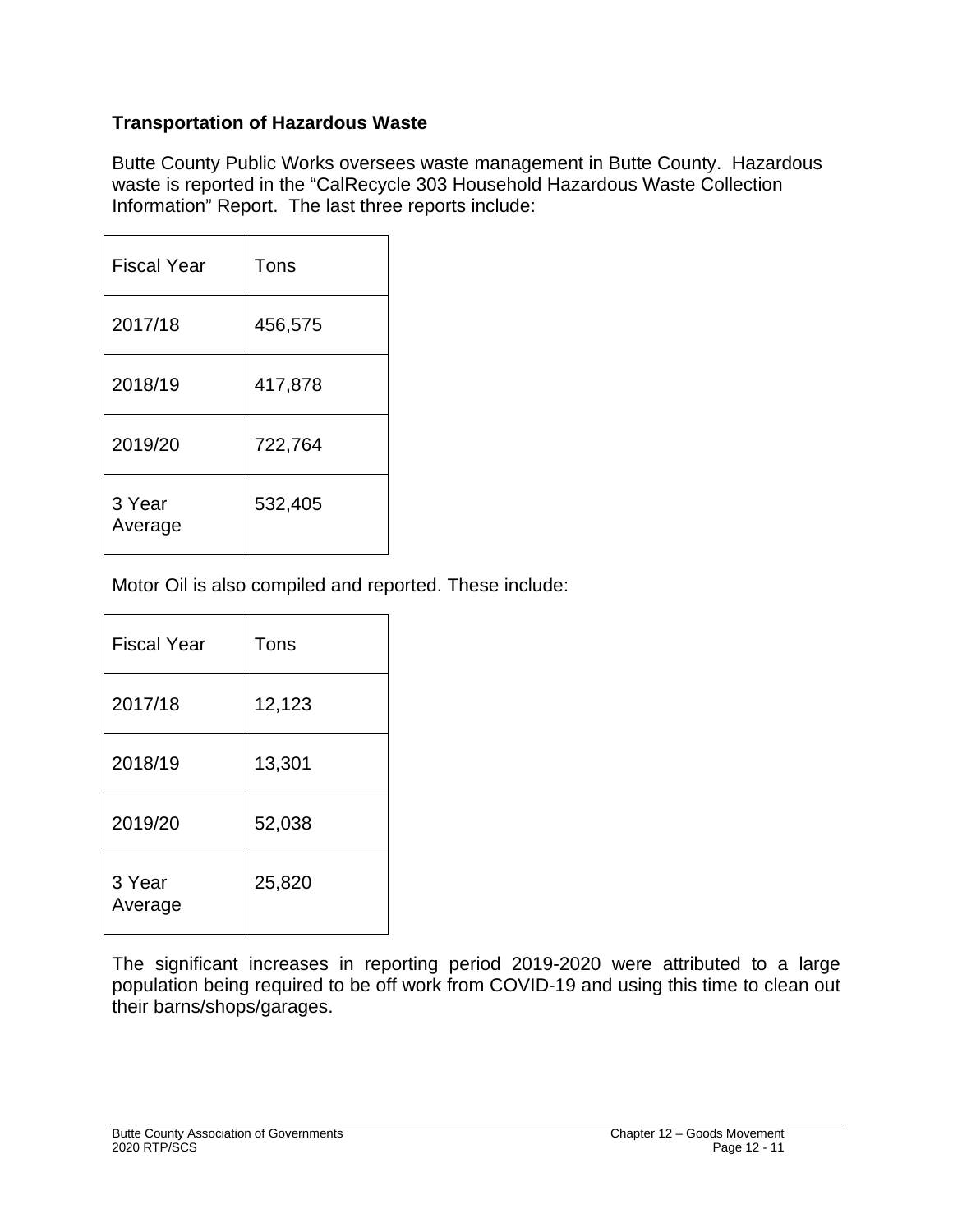**Transportation of Hazardous Waste**

Butte County Public Works oversees waste management in Butte County. Hazardous waste is reported in the “CalRecycle 303 Household Hazardous Waste Collection Information” Report. The last three reports include:

| Fiscal Year | Tons |
|---|---|
| 2017/18 | 456,575 |
| 2018/19 | 417,878 |
| 2019/20 | 722,764 |
| 3 Year Average | 532,405 |

Motor Oil is also compiled and reported. These include:

| Fiscal Year | Tons |
|---|---|
| 2017/18 | 12,123 |
| 2018/19 | 13,301 |
| 2019/20 | 52,038 |
| 3 Year Average | 25,820 |

The significant increases in reporting period 2019-2020 were attributed to a large population being required to be off work from COVID-19 and using this time to clean out their barns/shops/garages.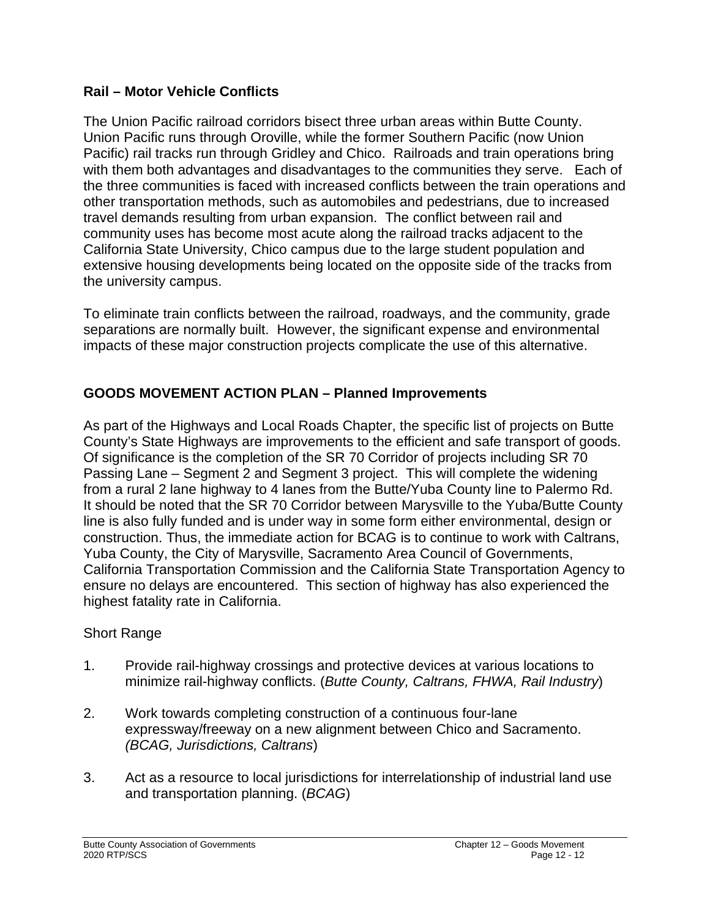## Rail – Motor Vehicle Conflicts

The Union Pacific railroad corridors bisect three urban areas within Butte County. Union Pacific runs through Oroville, while the former Southern Pacific (now Union Pacific) rail tracks run through Gridley and Chico. Railroads and train operations bring with them both advantages and disadvantages to the communities they serve. Each of the three communities is faced with increased conflicts between the train operations and other transportation methods, such as automobiles and pedestrians, due to increased travel demands resulting from urban expansion. The conflict between rail and community uses has become most acute along the railroad tracks adjacent to the California State University, Chico campus due to the large student population and extensive housing developments being located on the opposite side of the tracks from the university campus.

To eliminate train conflicts between the railroad, roadways, and the community, grade separations are normally built. However, the significant expense and environmental impacts of these major construction projects complicate the use of this alternative.

## GOODS MOVEMENT ACTION PLAN – Planned Improvements

As part of the Highways and Local Roads Chapter, the specific list of projects on Butte County's State Highways are improvements to the efficient and safe transport of goods. Of significance is the completion of the SR 70 Corridor of projects including SR 70 Passing Lane – Segment 2 and Segment 3 project. This will complete the widening from a rural 2 lane highway to 4 lanes from the Butte/Yuba County line to Palermo Rd. It should be noted that the SR 70 Corridor between Marysville to the Yuba/Butte County line is also fully funded and is under way in some form either environmental, design or construction. Thus, the immediate action for BCAG is to continue to work with Caltrans, Yuba County, the City of Marysville, Sacramento Area Council of Governments, California Transportation Commission and the California State Transportation Agency to ensure no delays are encountered. This section of highway has also experienced the highest fatality rate in California.

Short Range

1. Provide rail-highway crossings and protective devices at various locations to minimize rail-highway conflicts. (*Butte County, Caltrans, FHWA, Rail Industry*)

2. Work towards completing construction of a continuous four-lane expressway/freeway on a new alignment between Chico and Sacramento. (*BCAG, Jurisdictions, Caltrans*)

3. Act as a resource to local jurisdictions for interrelationship of industrial land use and transportation planning. (*BCAG*)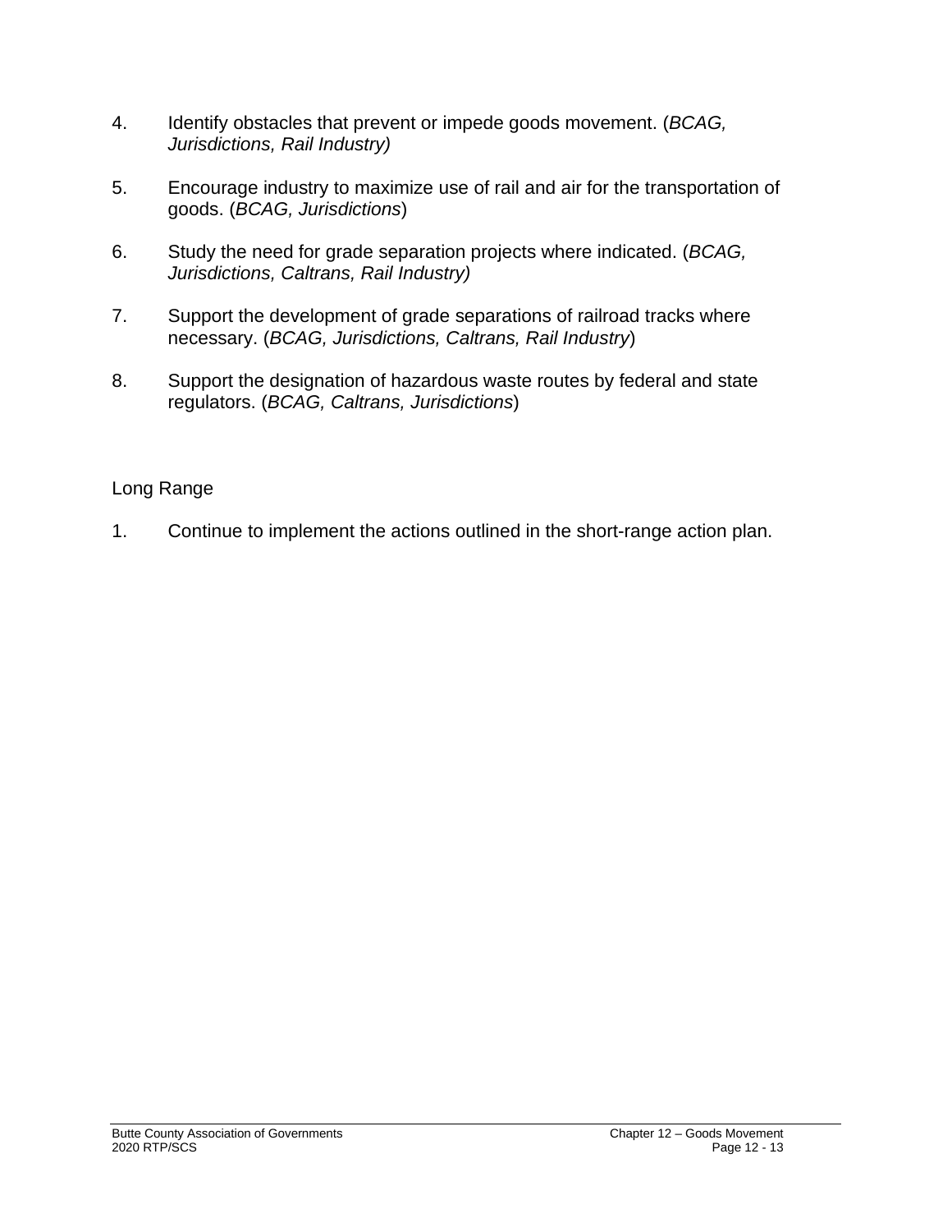4. Identify obstacles that prevent or impede goods movement. (*BCAG, Jurisdictions, Rail Industry)*

5. Encourage industry to maximize use of rail and air for the transportation of goods. (*BCAG, Jurisdictions*)

6. Study the need for grade separation projects where indicated. (*BCAG, Jurisdictions, Caltrans, Rail Industry)*

7. Support the development of grade separations of railroad tracks where necessary. (*BCAG, Jurisdictions, Caltrans, Rail Industry*)

8. Support the designation of hazardous waste routes by federal and state regulators. (*BCAG, Caltrans, Jurisdictions*)

Long Range

1. Continue to implement the actions outlined in the short-range action plan.